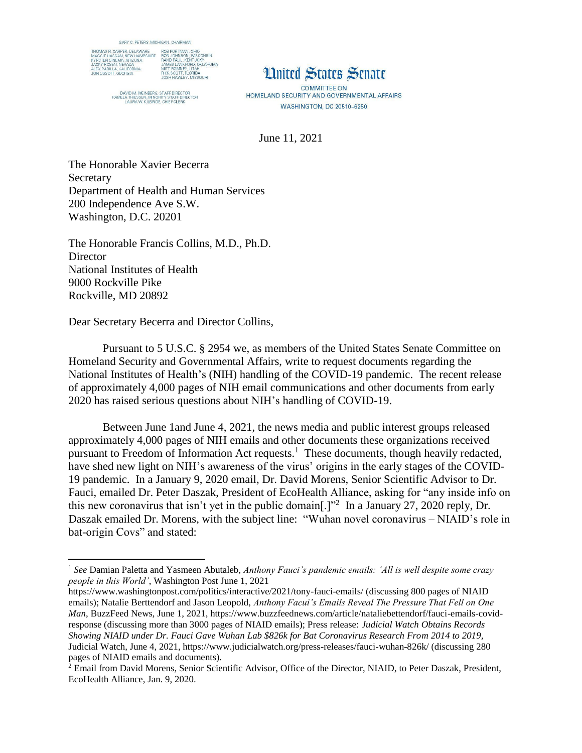GARY C. PETERS, MICHIGAN, CHAIRMAN

THOMAS R. CARPER, DELAWARE
MAGGIE HASSAN, NEW HAMPSHIRE
KYRSTEN SINEMA, ARIZONA
JACKY ROSEN, NEVADA
ALEX PADILLA, CALIFORNIA
JON OSSOFF, GEORGIA

ROB PORTMAN, OHIO
RON JOHNSON, WISCONSIN
RAND PAUL, KENTUCKY
JAMES LANKFORD, OKLAHOMA
MITT ROMNEY, UTAH
RICK SCOTT, FLORIDA
JOSH HAWLEY, MISSOURI

DAVID M. WEINBERG, STAFF DIRECTOR
PAMELA THIESSEN, MINORITY STAFF DIRECTOR
LAURA W. KILBRIDE, CHIEF CLERK

# United States Senate

COMMITTEE ON
HOMELAND SECURITY AND GOVERNMENTAL AFFAIRS
WASHINGTON, DC 20510–6250

June 11, 2021

The Honorable Xavier Becerra
Secretary
Department of Health and Human Services
200 Independence Ave S.W.
Washington, D.C. 20201

The Honorable Francis Collins, M.D., Ph.D.
Director
National Institutes of Health
9000 Rockville Pike
Rockville, MD 20892

Dear Secretary Becerra and Director Collins,

Pursuant to 5 U.S.C. § 2954 we, as members of the United States Senate Committee on Homeland Security and Governmental Affairs, write to request documents regarding the National Institutes of Health's (NIH) handling of the COVID-19 pandemic. The recent release of approximately 4,000 pages of NIH email communications and other documents from early 2020 has raised serious questions about NIH's handling of COVID-19.

Between June 1and June 4, 2021, the news media and public interest groups released approximately 4,000 pages of NIH emails and other documents these organizations received pursuant to Freedom of Information Act requests.[1] These documents, though heavily redacted, have shed new light on NIH's awareness of the virus' origins in the early stages of the COVID-19 pandemic. In a January 9, 2020 email, Dr. David Morens, Senior Scientific Advisor to Dr. Fauci, emailed Dr. Peter Daszak, President of EcoHealth Alliance, asking for "any inside info on this new coronavirus that isn't yet in the public domain[.]"[2] In a January 27, 2020 reply, Dr. Daszak emailed Dr. Morens, with the subject line: "Wuhan novel coronavirus – NIAID's role in bat-origin Covs" and stated:

---

[1] *See* Damian Paletta and Yasmeen Abutaleb, *Anthony Fauci's pandemic emails: 'All is well despite some crazy people in this World'*, Washington Post June 1, 2021 https://www.washingtonpost.com/politics/interactive/2021/tony-fauci-emails/ (discussing 800 pages of NIAID emails); Natalie Berttendorf and Jason Leopold, *Anthony Facui's Emails Reveal The Pressure That Fell on One Man*, BuzzFeed News, June 1, 2021, https://www.buzzfeednews.com/article/nataliebettendorf/fauci-emails-covid-response (discussing more than 3000 pages of NIAID emails); Press release: *Judicial Watch Obtains Records Showing NIAID under Dr. Fauci Gave Wuhan Lab $826k for Bat Coronavirus Research From 2014 to 2019*, Judicial Watch, June 4, 2021, https://www.judicialwatch.org/press-releases/fauci-wuhan-826k/ (discussing 280 pages of NIAID emails and documents).

[2] Email from David Morens, Senior Scientific Advisor, Office of the Director, NIAID, to Peter Daszak, President, EcoHealth Alliance, Jan. 9, 2020.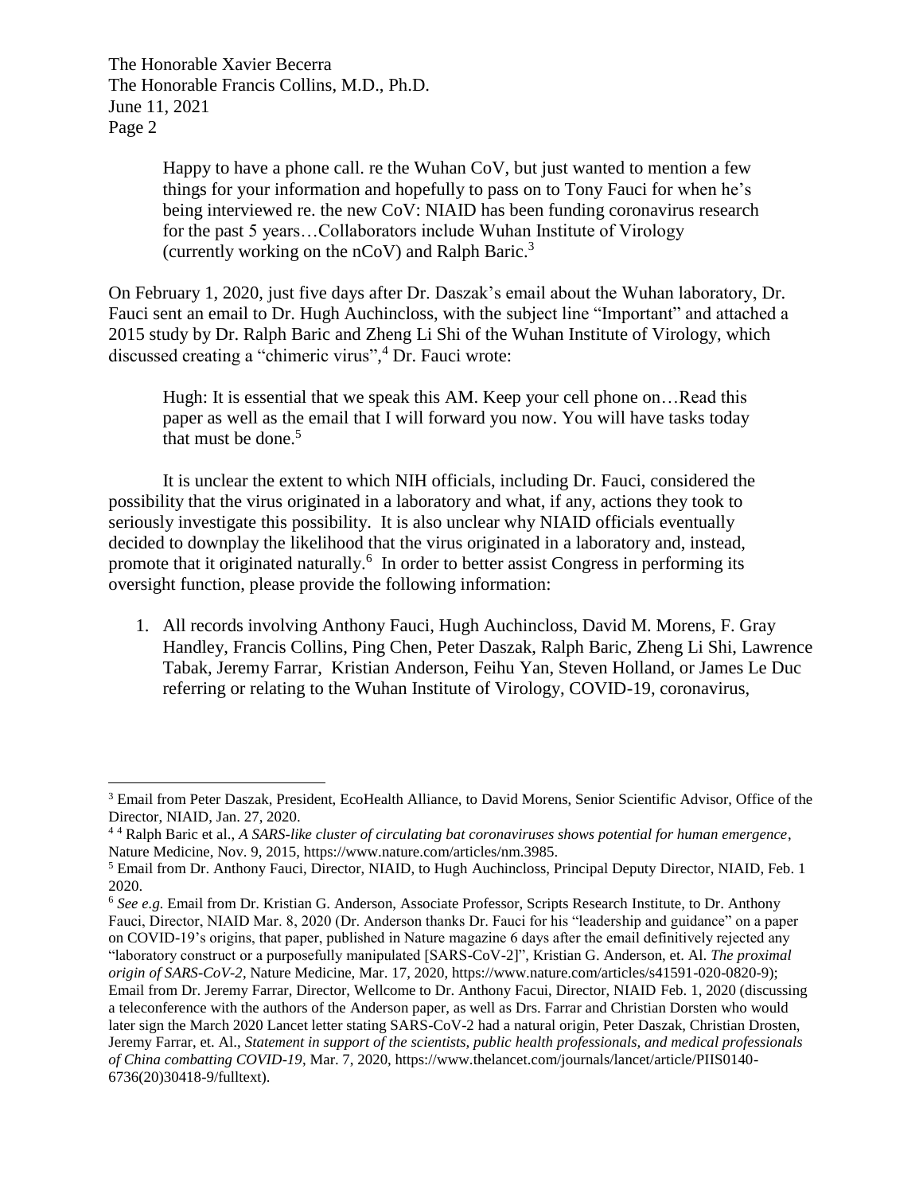Happy to have a phone call. re the Wuhan CoV, but just wanted to mention a few things for your information and hopefully to pass on to Tony Fauci for when he's being interviewed re. the new CoV: NIAID has been funding coronavirus research for the past 5 years…Collaborators include Wuhan Institute of Virology (currently working on the nCoV) and Ralph Baric.[3]

On February 1, 2020, just five days after Dr. Daszak's email about the Wuhan laboratory, Dr. Fauci sent an email to Dr. Hugh Auchincloss, with the subject line "Important" and attached a 2015 study by Dr. Ralph Baric and Zheng Li Shi of the Wuhan Institute of Virology, which discussed creating a "chimeric virus",[4] Dr. Fauci wrote:

> Hugh: It is essential that we speak this AM. Keep your cell phone on…Read this paper as well as the email that I will forward you now. You will have tasks today that must be done.[5]

It is unclear the extent to which NIH officials, including Dr. Fauci, considered the possibility that the virus originated in a laboratory and what, if any, actions they took to seriously investigate this possibility. It is also unclear why NIAID officials eventually decided to downplay the likelihood that the virus originated in a laboratory and, instead, promote that it originated naturally.[6] In order to better assist Congress in performing its oversight function, please provide the following information:

1. All records involving Anthony Fauci, Hugh Auchincloss, David M. Morens, F. Gray Handley, Francis Collins, Ping Chen, Peter Daszak, Ralph Baric, Zheng Li Shi, Lawrence Tabak, Jeremy Farrar, Kristian Anderson, Feihu Yan, Steven Holland, or James Le Duc referring or relating to the Wuhan Institute of Virology, COVID-19, coronavirus,

---

[3] Email from Peter Daszak, President, EcoHealth Alliance, to David Morens, Senior Scientific Advisor, Office of the Director, NIAID, Jan. 27, 2020.

[4] [4] Ralph Baric et al., *A SARS-like cluster of circulating bat coronaviruses shows potential for human emergence*, Nature Medicine, Nov. 9, 2015, https://www.nature.com/articles/nm.3985.

[5] Email from Dr. Anthony Fauci, Director, NIAID, to Hugh Auchincloss, Principal Deputy Director, NIAID, Feb. 1 2020.

[6] *See e.g.* Email from Dr. Kristian G. Anderson, Associate Professor, Scripts Research Institute, to Dr. Anthony Fauci, Director, NIAID Mar. 8, 2020 (Dr. Anderson thanks Dr. Fauci for his "leadership and guidance" on a paper on COVID-19's origins, that paper, published in Nature magazine 6 days after the email definitively rejected any "laboratory construct or a purposefully manipulated [SARS-CoV-2]", Kristian G. Anderson, et. Al. *The proximal origin of SARS-CoV-2*, Nature Medicine, Mar. 17, 2020, https://www.nature.com/articles/s41591-020-0820-9); Email from Dr. Jeremy Farrar, Director, Wellcome to Dr. Anthony Facui, Director, NIAID Feb. 1, 2020 (discussing a teleconference with the authors of the Anderson paper, as well as Drs. Farrar and Christian Dorsten who would later sign the March 2020 Lancet letter stating SARS-CoV-2 had a natural origin, Peter Daszak, Christian Drosten, Jeremy Farrar, et. Al., *Statement in support of the scientists, public health professionals, and medical professionals of China combatting COVID-19*, Mar. 7, 2020, https://www.thelancet.com/journals/lancet/article/PIIS0140-6736(20)30418-9/fulltext).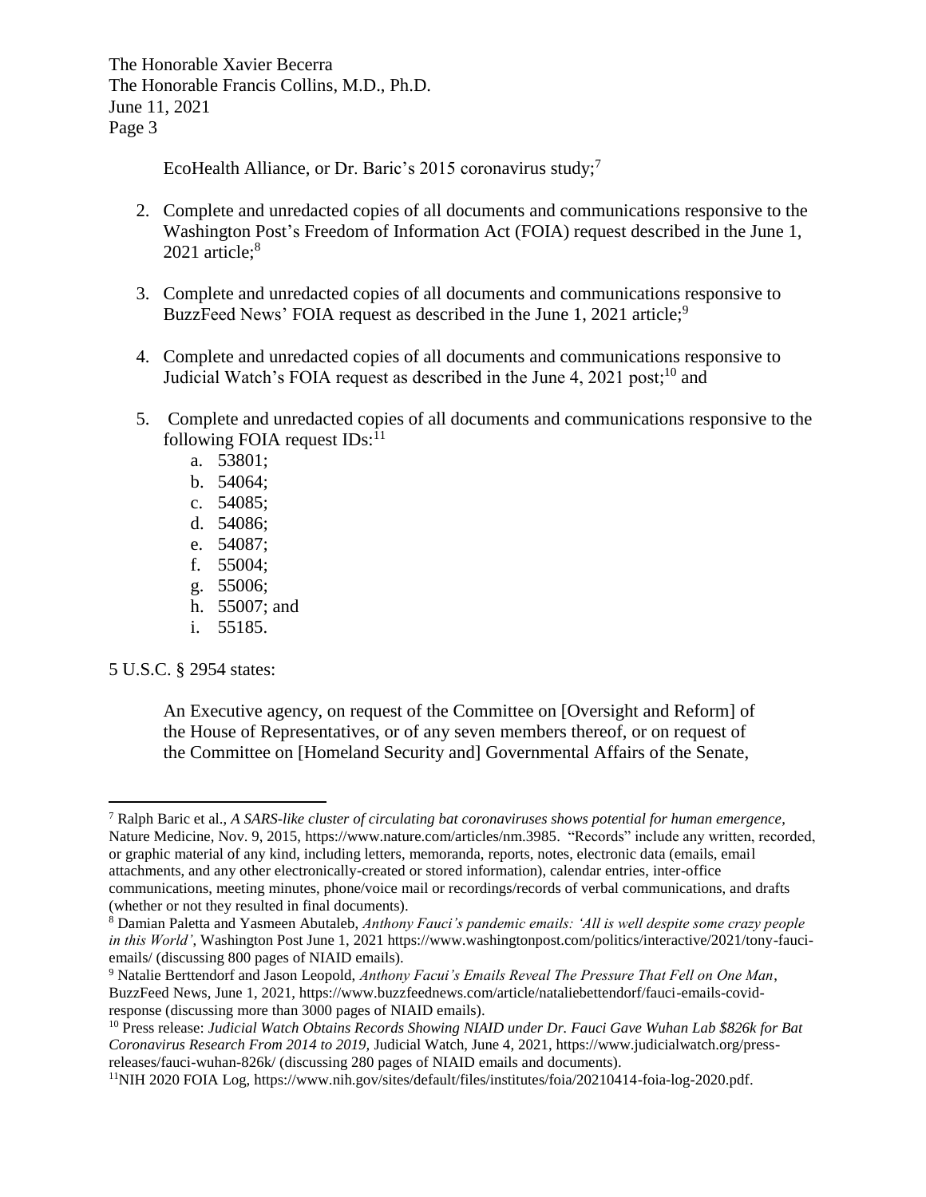EcoHealth Alliance, or Dr. Baric's 2015 coronavirus study;[7]

2. Complete and unredacted copies of all documents and communications responsive to the Washington Post's Freedom of Information Act (FOIA) request described in the June 1, 2021 article;[8]

3. Complete and unredacted copies of all documents and communications responsive to BuzzFeed News' FOIA request as described in the June 1, 2021 article;[9]

4. Complete and unredacted copies of all documents and communications responsive to Judicial Watch's FOIA request as described in the June 4, 2021 post;[10] and

5. Complete and unredacted copies of all documents and communications responsive to the following FOIA request IDs:[11]
   a. 53801;
   b. 54064;
   c. 54085;
   d. 54086;
   e. 54087;
   f. 55004;
   g. 55006;
   h. 55007; and
   i. 55185.

5 U.S.C. § 2954 states:

> An Executive agency, on request of the Committee on [Oversight and Reform] of the House of Representatives, or of any seven members thereof, or on request of the Committee on [Homeland Security and] Governmental Affairs of the Senate,

---

[7] Ralph Baric et al., *A SARS-like cluster of circulating bat coronaviruses shows potential for human emergence*, Nature Medicine, Nov. 9, 2015, https://www.nature.com/articles/nm.3985. "Records" include any written, recorded, or graphic material of any kind, including letters, memoranda, reports, notes, electronic data (emails, email attachments, and any other electronically-created or stored information), calendar entries, inter-office communications, meeting minutes, phone/voice mail or recordings/records of verbal communications, and drafts (whether or not they resulted in final documents).

[8] Damian Paletta and Yasmeen Abutaleb, *Anthony Fauci's pandemic emails: 'All is well despite some crazy people in this World'*, Washington Post June 1, 2021 https://www.washingtonpost.com/politics/interactive/2021/tony-fauci-emails/ (discussing 800 pages of NIAID emails).

[9] Natalie Berttendorf and Jason Leopold, *Anthony Facui's Emails Reveal The Pressure That Fell on One Man*, BuzzFeed News, June 1, 2021, https://www.buzzfeednews.com/article/nataliebettendorf/fauci-emails-covid-response (discussing more than 3000 pages of NIAID emails).

[10] Press release: *Judicial Watch Obtains Records Showing NIAID under Dr. Fauci Gave Wuhan Lab $826k for Bat Coronavirus Research From 2014 to 2019*, Judicial Watch, June 4, 2021, https://www.judicialwatch.org/press-releases/fauci-wuhan-826k/ (discussing 280 pages of NIAID emails and documents).

[11] NIH 2020 FOIA Log, https://www.nih.gov/sites/default/files/institutes/foia/20210414-foia-log-2020.pdf.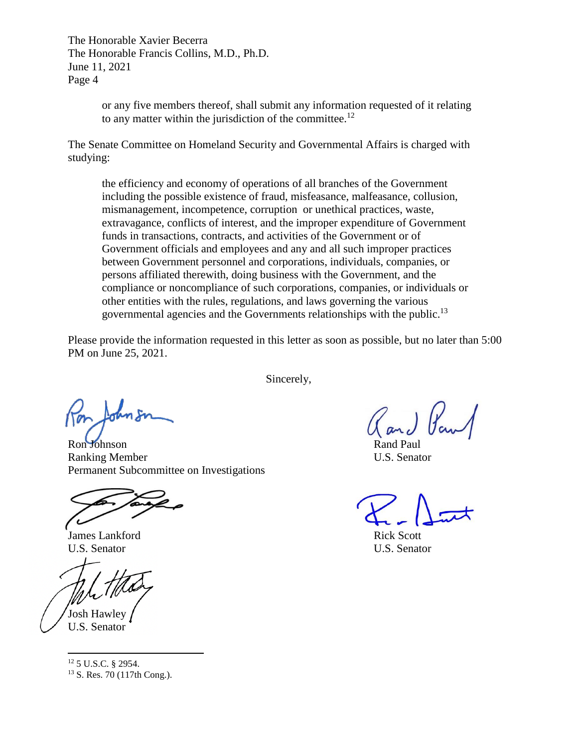> or any five members thereof, shall submit any information requested of it relating to any matter within the jurisdiction of the committee.[12]

The Senate Committee on Homeland Security and Governmental Affairs is charged with studying:

> the efficiency and economy of operations of all branches of the Government including the possible existence of fraud, misfeasance, malfeasance, collusion, mismanagement, incompetence, corruption or unethical practices, waste, extravagance, conflicts of interest, and the improper expenditure of Government funds in transactions, contracts, and activities of the Government or of Government officials and employees and any and all such improper practices between Government personnel and corporations, individuals, companies, or persons affiliated therewith, doing business with the Government, and the compliance or noncompliance of such corporations, companies, or individuals or other entities with the rules, regulations, and laws governing the various governmental agencies and the Governments relationships with the public.[13]

Please provide the information requested in this letter as soon as possible, but no later than 5:00 PM on June 25, 2021.

Sincerely,

Ron Johnson
Ranking Member
Permanent Subcommittee on Investigations

Rand Paul
U.S. Senator

James Lankford
U.S. Senator

Rick Scott
U.S. Senator

Josh Hawley
U.S. Senator

---

[12] 5 U.S.C. § 2954.

[13] S. Res. 70 (117th Cong.).